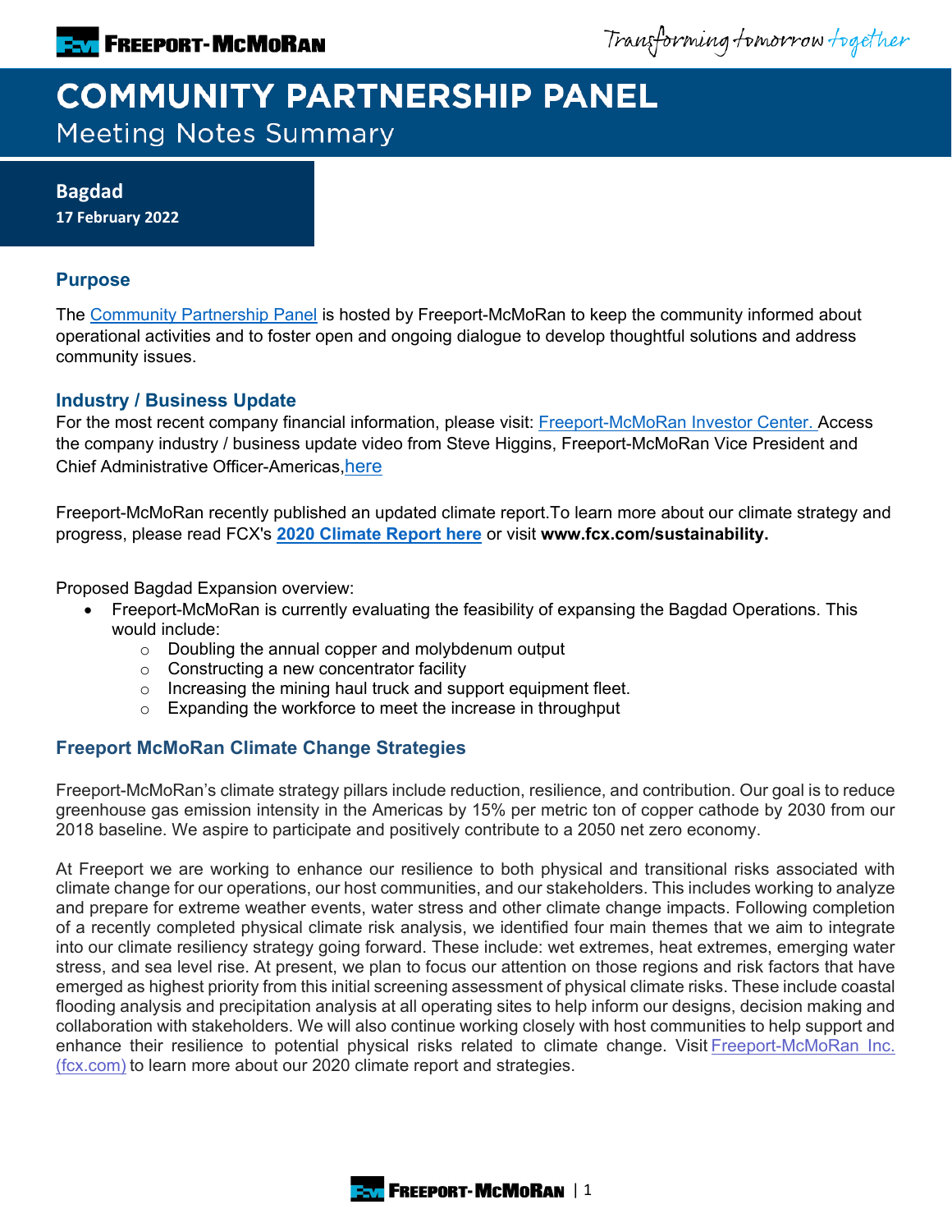# COMMUNITY PARTNERSHIP PANEL

## Meeting Notes Summary

**Bagdad**
**17 February 2022**

### Purpose

The Community Partnership Panel is hosted by Freeport-McMoRan to keep the community informed about operational activities and to foster open and ongoing dialogue to develop thoughtful solutions and address community issues.

### Industry / Business Update

For the most recent company financial information, please visit: Freeport-McMoRan Investor Center. Access the company industry / business update video from Steve Higgins, Freeport-McMoRan Vice President and Chief Administrative Officer-Americas,here

Freeport-McMoRan recently published an updated climate report.To learn more about our climate strategy and progress, please read FCX's **2020 Climate Report here** or visit **www.fcx.com/sustainability.**

Proposed Bagdad Expansion overview:

- Freeport-McMoRan is currently evaluating the feasibility of expansing the Bagdad Operations. This would include:
  - Doubling the annual copper and molybdenum output
  - Constructing a new concentrator facility
  - Increasing the mining haul truck and support equipment fleet.
  - Expanding the workforce to meet the increase in throughput

### Freeport McMoRan Climate Change Strategies

Freeport-McMoRan's climate strategy pillars include reduction, resilience, and contribution. Our goal is to reduce greenhouse gas emission intensity in the Americas by 15% per metric ton of copper cathode by 2030 from our 2018 baseline. We aspire to participate and positively contribute to a 2050 net zero economy.

At Freeport we are working to enhance our resilience to both physical and transitional risks associated with climate change for our operations, our host communities, and our stakeholders. This includes working to analyze and prepare for extreme weather events, water stress and other climate change impacts. Following completion of a recently completed physical climate risk analysis, we identified four main themes that we aim to integrate into our climate resiliency strategy going forward. These include: wet extremes, heat extremes, emerging water stress, and sea level rise. At present, we plan to focus our attention on those regions and risk factors that have emerged as highest priority from this initial screening assessment of physical climate risks. These include coastal flooding analysis and precipitation analysis at all operating sites to help inform our designs, decision making and collaboration with stakeholders. We will also continue working closely with host communities to help support and enhance their resilience to potential physical risks related to climate change. Visit Freeport-McMoRan Inc. (fcx.com) to learn more about our 2020 climate report and strategies.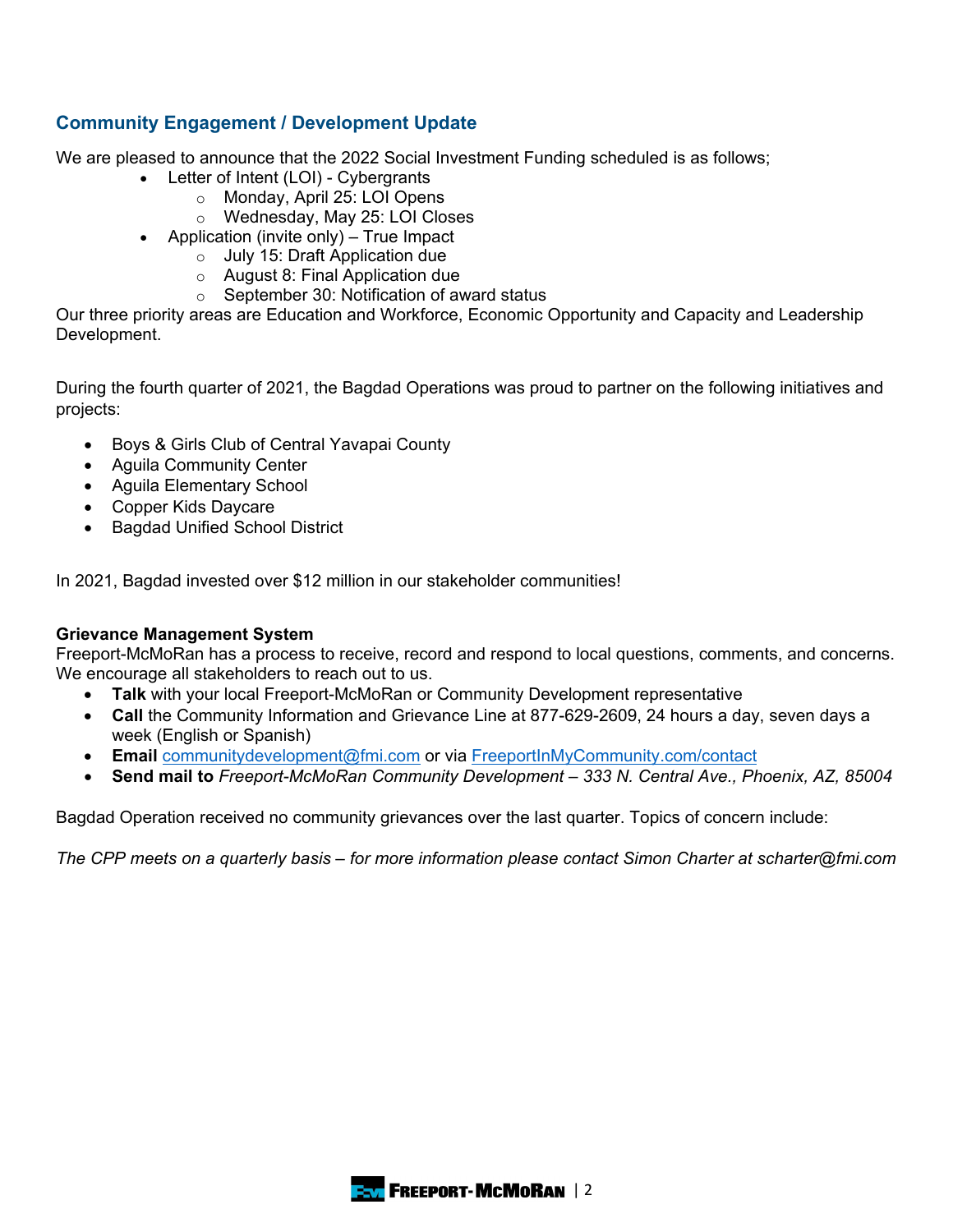## Community Engagement / Development Update

We are pleased to announce that the 2022 Social Investment Funding scheduled is as follows;

- Letter of Intent (LOI) - Cybergrants
  - Monday, April 25: LOI Opens
  - Wednesday, May 25: LOI Closes
- Application (invite only) – True Impact
  - July 15: Draft Application due
  - August 8: Final Application due
  - September 30: Notification of award status

Our three priority areas are Education and Workforce, Economic Opportunity and Capacity and Leadership Development.

During the fourth quarter of 2021, the Bagdad Operations was proud to partner on the following initiatives and projects:

- Boys & Girls Club of Central Yavapai County
- Aguila Community Center
- Aguila Elementary School
- Copper Kids Daycare
- Bagdad Unified School District

In 2021, Bagdad invested over $12 million in our stakeholder communities!

**Grievance Management System**

Freeport-McMoRan has a process to receive, record and respond to local questions, comments, and concerns. We encourage all stakeholders to reach out to us.

- **Talk** with your local Freeport-McMoRan or Community Development representative
- **Call** the Community Information and Grievance Line at 877-629-2609, 24 hours a day, seven days a week (English or Spanish)
- **Email** communitydevelopment@fmi.com or via FreeportInMyCommunity.com/contact
- **Send mail to** *Freeport-McMoRan Community Development – 333 N. Central Ave., Phoenix, AZ, 85004*

Bagdad Operation received no community grievances over the last quarter. Topics of concern include:

*The CPP meets on a quarterly basis – for more information please contact Simon Charter at scharter@fmi.com*